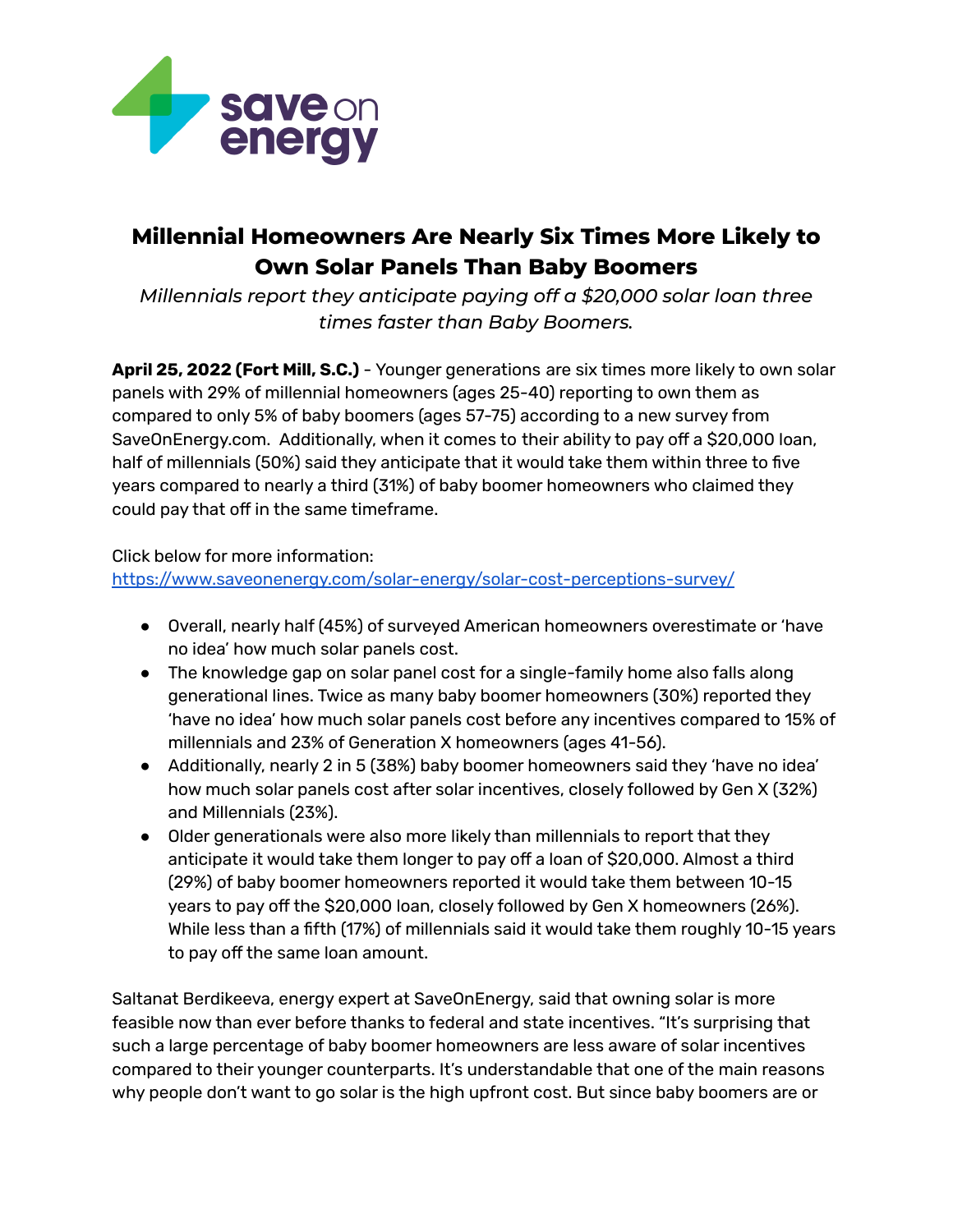# Millennial Homeowners Are Nearly Six Times More Likely to Own Solar Panels Than Baby Boomers

*Millennials report they anticipate paying off a $20,000 solar loan three times faster than Baby Boomers.*

**April 25, 2022 (Fort Mill, S.C.)** - Younger generations are six times more likely to own solar panels with 29% of millennial homeowners (ages 25-40) reporting to own them as compared to only 5% of baby boomers (ages 57-75) according to a new survey from SaveOnEnergy.com. Additionally, when it comes to their ability to pay off a $20,000 loan, half of millennials (50%) said they anticipate that it would take them within three to five years compared to nearly a third (31%) of baby boomer homeowners who claimed they could pay that off in the same timeframe.

Click below for more information:
[https://www.saveonenergy.com/solar-energy/solar-cost-perceptions-survey/](https://www.saveonenergy.com/solar-energy/solar-cost-perceptions-survey/)

- Overall, nearly half (45%) of surveyed American homeowners overestimate or 'have no idea' how much solar panels cost.
- The knowledge gap on solar panel cost for a single-family home also falls along generational lines. Twice as many baby boomer homeowners (30%) reported they 'have no idea' how much solar panels cost before any incentives compared to 15% of millennials and 23% of Generation X homeowners (ages 41-56).
- Additionally, nearly 2 in 5 (38%) baby boomer homeowners said they 'have no idea' how much solar panels cost after solar incentives, closely followed by Gen X (32%) and Millennials (23%).
- Older generationals were also more likely than millennials to report that they anticipate it would take them longer to pay off a loan of $20,000. Almost a third (29%) of baby boomer homeowners reported it would take them between 10-15 years to pay off the $20,000 loan, closely followed by Gen X homeowners (26%). While less than a fifth (17%) of millennials said it would take them roughly 10-15 years to pay off the same loan amount.

Saltanat Berdikeeva, energy expert at SaveOnEnergy, said that owning solar is more feasible now than ever before thanks to federal and state incentives. "It's surprising that such a large percentage of baby boomer homeowners are less aware of solar incentives compared to their younger counterparts. It's understandable that one of the main reasons why people don't want to go solar is the high upfront cost. But since baby boomers are or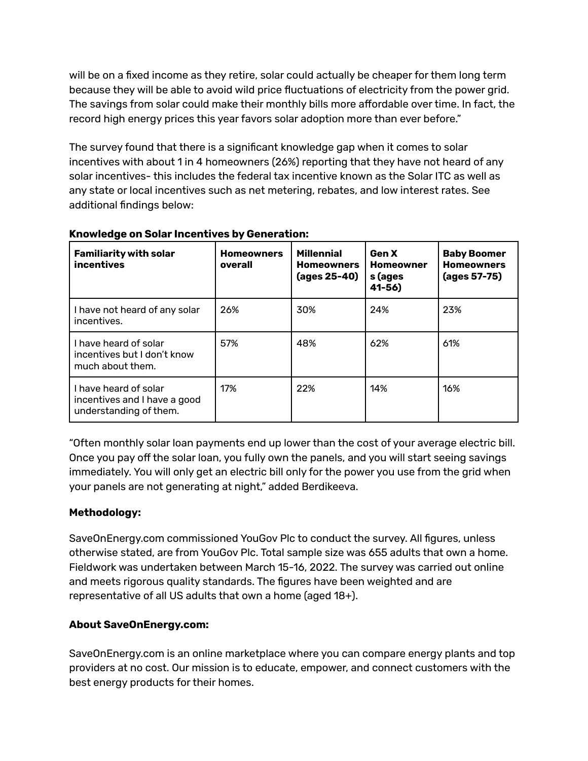will be on a fixed income as they retire, solar could actually be cheaper for them long term because they will be able to avoid wild price fluctuations of electricity from the power grid. The savings from solar could make their monthly bills more affordable over time. In fact, the record high energy prices this year favors solar adoption more than ever before."

The survey found that there is a significant knowledge gap when it comes to solar incentives with about 1 in 4 homeowners (26%) reporting that they have not heard of any solar incentives- this includes the federal tax incentive known as the Solar ITC as well as any state or local incentives such as net metering, rebates, and low interest rates. See additional findings below:

**Knowledge on Solar Incentives by Generation:**

| Familiarity with solar incentives | Homeowners overall | Millennial Homeowners (ages 25-40) | Gen X Homeowners (ages 41-56) | Baby Boomer Homeowners (ages 57-75) |
|---|---|---|---|---|
| I have not heard of any solar incentives. | 26% | 30% | 24% | 23% |
| I have heard of solar incentives but I don't know much about them. | 57% | 48% | 62% | 61% |
| I have heard of solar incentives and I have a good understanding of them. | 17% | 22% | 14% | 16% |

"Often monthly solar loan payments end up lower than the cost of your average electric bill. Once you pay off the solar loan, you fully own the panels, and you will start seeing savings immediately. You will only get an electric bill only for the power you use from the grid when your panels are not generating at night," added Berdikeeva.

**Methodology:**

SaveOnEnergy.com commissioned YouGov Plc to conduct the survey. All figures, unless otherwise stated, are from YouGov Plc. Total sample size was 655 adults that own a home. Fieldwork was undertaken between March 15-16, 2022. The survey was carried out online and meets rigorous quality standards. The figures have been weighted and are representative of all US adults that own a home (aged 18+).

**About SaveOnEnergy.com:**

SaveOnEnergy.com is an online marketplace where you can compare energy plants and top providers at no cost. Our mission is to educate, empower, and connect customers with the best energy products for their homes.